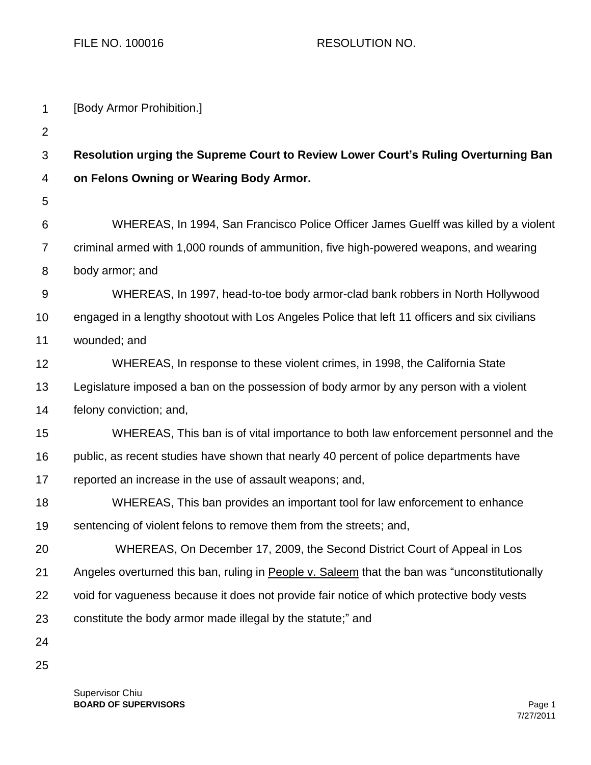FILE NO. 100016 RESOLUTION NO.

[Body Armor Prohibition.]

**Resolution urging the Supreme Court to Review Lower Court's Ruling Overturning Ban on Felons Owning or Wearing Body Armor.**

WHEREAS, In 1994, San Francisco Police Officer James Guelff was killed by a violent criminal armed with 1,000 rounds of ammunition, five high-powered weapons, and wearing body armor; and

WHEREAS, In 1997, head-to-toe body armor-clad bank robbers in North Hollywood engaged in a lengthy shootout with Los Angeles Police that left 11 officers and six civilians wounded; and

WHEREAS, In response to these violent crimes, in 1998, the California State Legislature imposed a ban on the possession of body armor by any person with a violent felony conviction; and,

WHEREAS, This ban is of vital importance to both law enforcement personnel and the public, as recent studies have shown that nearly 40 percent of police departments have reported an increase in the use of assault weapons; and,

WHEREAS, This ban provides an important tool for law enforcement to enhance sentencing of violent felons to remove them from the streets; and,

WHEREAS, On December 17, 2009, the Second District Court of Appeal in Los Angeles overturned this ban, ruling in People v. Saleem that the ban was "unconstitutionally void for vagueness because it does not provide fair notice of which protective body vests constitute the body armor made illegal by the statute;" and

Supervisor Chiu
**BOARD OF SUPERVISORS**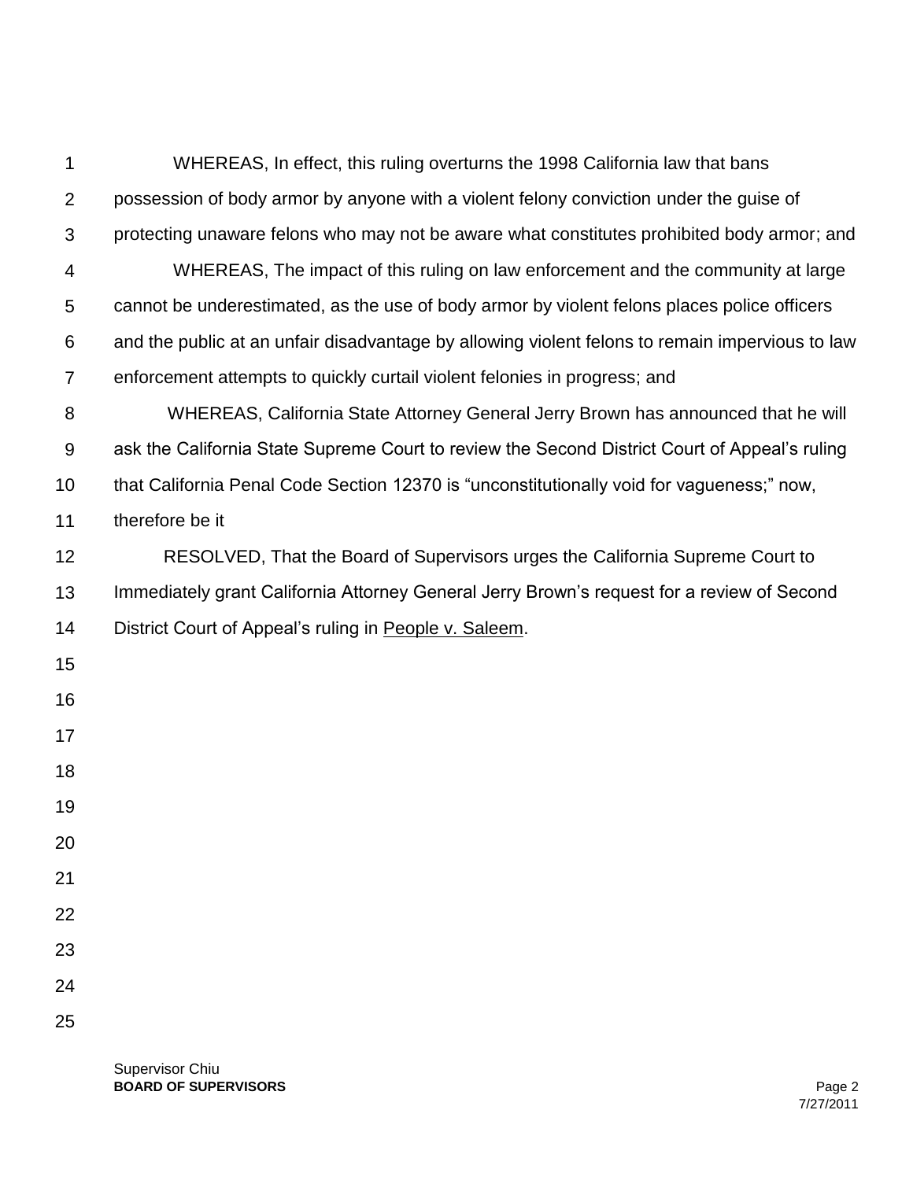WHEREAS, In effect, this ruling overturns the 1998 California law that bans possession of body armor by anyone with a violent felony conviction under the guise of protecting unaware felons who may not be aware what constitutes prohibited body armor; and

WHEREAS, The impact of this ruling on law enforcement and the community at large cannot be underestimated, as the use of body armor by violent felons places police officers and the public at an unfair disadvantage by allowing violent felons to remain impervious to law enforcement attempts to quickly curtail violent felonies in progress; and

WHEREAS, California State Attorney General Jerry Brown has announced that he will ask the California State Supreme Court to review the Second District Court of Appeal's ruling that California Penal Code Section 12370 is "unconstitutionally void for vagueness;" now, therefore be it

RESOLVED, That the Board of Supervisors urges the California Supreme Court to Immediately grant California Attorney General Jerry Brown's request for a review of Second District Court of Appeal's ruling in People v. Saleem.

Supervisor Chiu
**BOARD OF SUPERVISORS**

7/27/2011